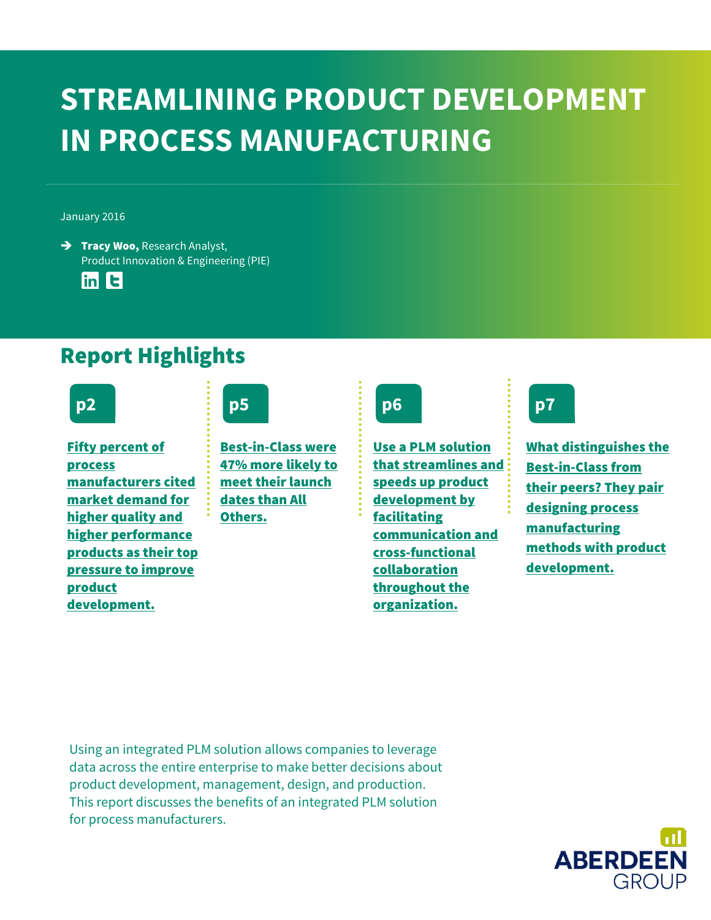# STREAMLINING PRODUCT DEVELOPMENT IN PROCESS MANUFACTURING

January 2016

→ **Tracy Woo,** Research Analyst, Product Innovation & Engineering (PIE)

## Report Highlights

**p2**

**Fifty percent of process manufacturers cited market demand for higher quality and higher performance products as their top pressure to improve product development.**

**p5**

**Best-in-Class were 47% more likely to meet their launch dates than All Others.**

**p6**

**Use a PLM solution that streamlines and speeds up product development by facilitating communication and cross-functional collaboration throughout the organization.**

**p7**

**What distinguishes the Best-in-Class from their peers? They pair designing process manufacturing methods with product development.**

Using an integrated PLM solution allows companies to leverage data across the entire enterprise to make better decisions about product development, management, design, and production. This report discusses the benefits of an integrated PLM solution for process manufacturers.

ABERDEEN GROUP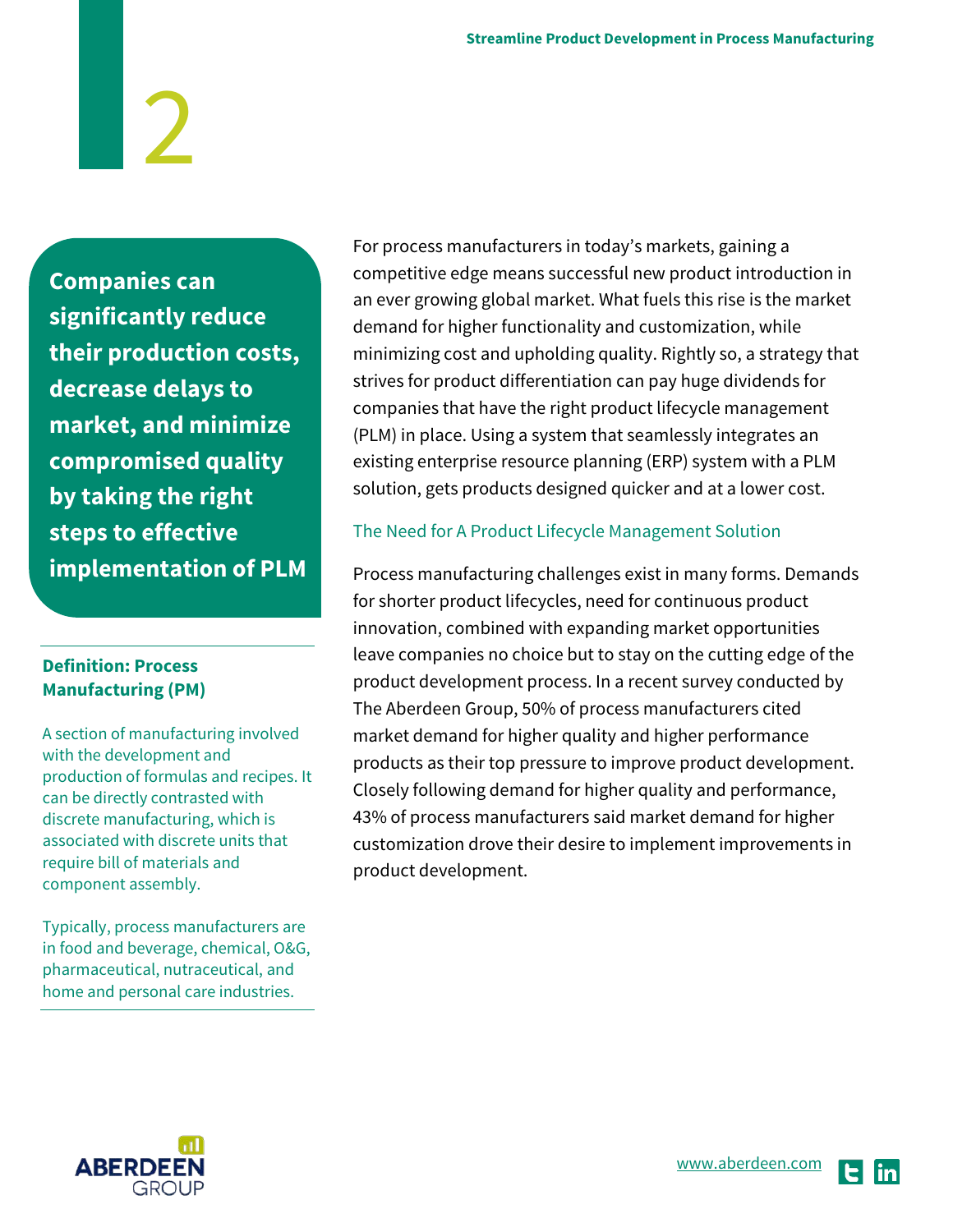**Companies can significantly reduce their production costs, decrease delays to market, and minimize compromised quality by taking the right steps to effective implementation of PLM**

**Definition: Process Manufacturing (PM)**

A section of manufacturing involved with the development and production of formulas and recipes. It can be directly contrasted with discrete manufacturing, which is associated with discrete units that require bill of materials and component assembly.

Typically, process manufacturers are in food and beverage, chemical, O&G, pharmaceutical, nutraceutical, and home and personal care industries.

For process manufacturers in today's markets, gaining a competitive edge means successful new product introduction in an ever growing global market. What fuels this rise is the market demand for higher functionality and customization, while minimizing cost and upholding quality. Rightly so, a strategy that strives for product differentiation can pay huge dividends for companies that have the right product lifecycle management (PLM) in place. Using a system that seamlessly integrates an existing enterprise resource planning (ERP) system with a PLM solution, gets products designed quicker and at a lower cost.

## The Need for A Product Lifecycle Management Solution

Process manufacturing challenges exist in many forms. Demands for shorter product lifecycles, need for continuous product innovation, combined with expanding market opportunities leave companies no choice but to stay on the cutting edge of the product development process. In a recent survey conducted by The Aberdeen Group, 50% of process manufacturers cited market demand for higher quality and higher performance products as their top pressure to improve product development. Closely following demand for higher quality and performance, 43% of process manufacturers said market demand for higher customization drove their desire to implement improvements in product development.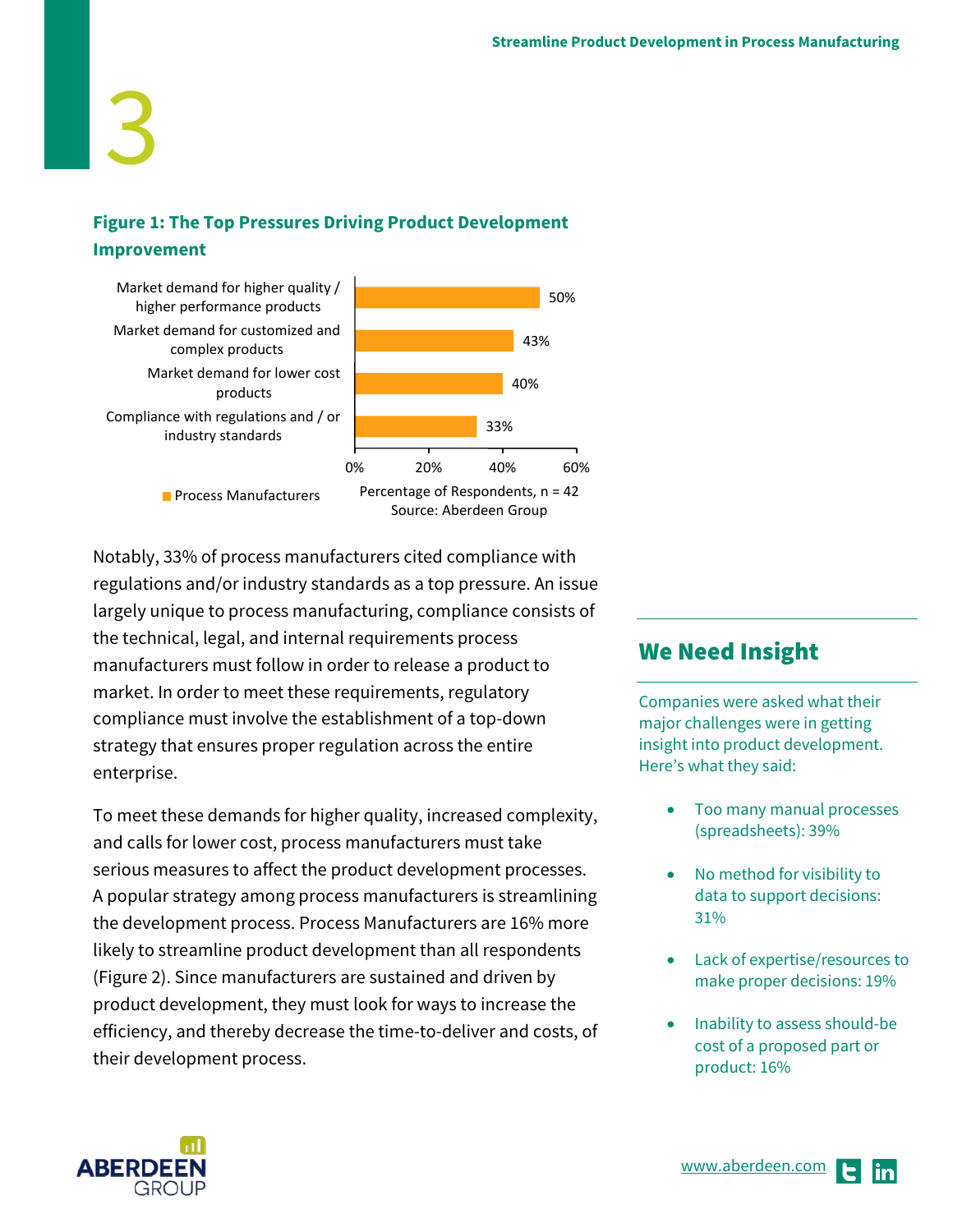**Figure 1: The Top Pressures Driving Product Development Improvement**

| Pressure | Process Manufacturers |
| --- | --- |
| Market demand for higher quality / higher performance products | 50% |
| Market demand for customized and complex products | 43% |
| Market demand for lower cost products | 40% |
| Compliance with regulations and / or industry standards | 33% |

Percentage of Respondents, n = 42

Source: Aberdeen Group

Notably, 33% of process manufacturers cited compliance with regulations and/or industry standards as a top pressure. An issue largely unique to process manufacturing, compliance consists of the technical, legal, and internal requirements process manufacturers must follow in order to release a product to market. In order to meet these requirements, regulatory compliance must involve the establishment of a top-down strategy that ensures proper regulation across the entire enterprise.

To meet these demands for higher quality, increased complexity, and calls for lower cost, process manufacturers must take serious measures to affect the product development processes. A popular strategy among process manufacturers is streamlining the development process. Process Manufacturers are 16% more likely to streamline product development than all respondents (Figure 2). Since manufacturers are sustained and driven by product development, they must look for ways to increase the efficiency, and thereby decrease the time-to-deliver and costs, of their development process.

## We Need Insight

Companies were asked what their major challenges were in getting insight into product development. Here's what they said:

- Too many manual processes (spreadsheets): 39%
- No method for visibility to data to support decisions: 31%
- Lack of expertise/resources to make proper decisions: 19%
- Inability to assess should-be cost of a proposed part or product: 16%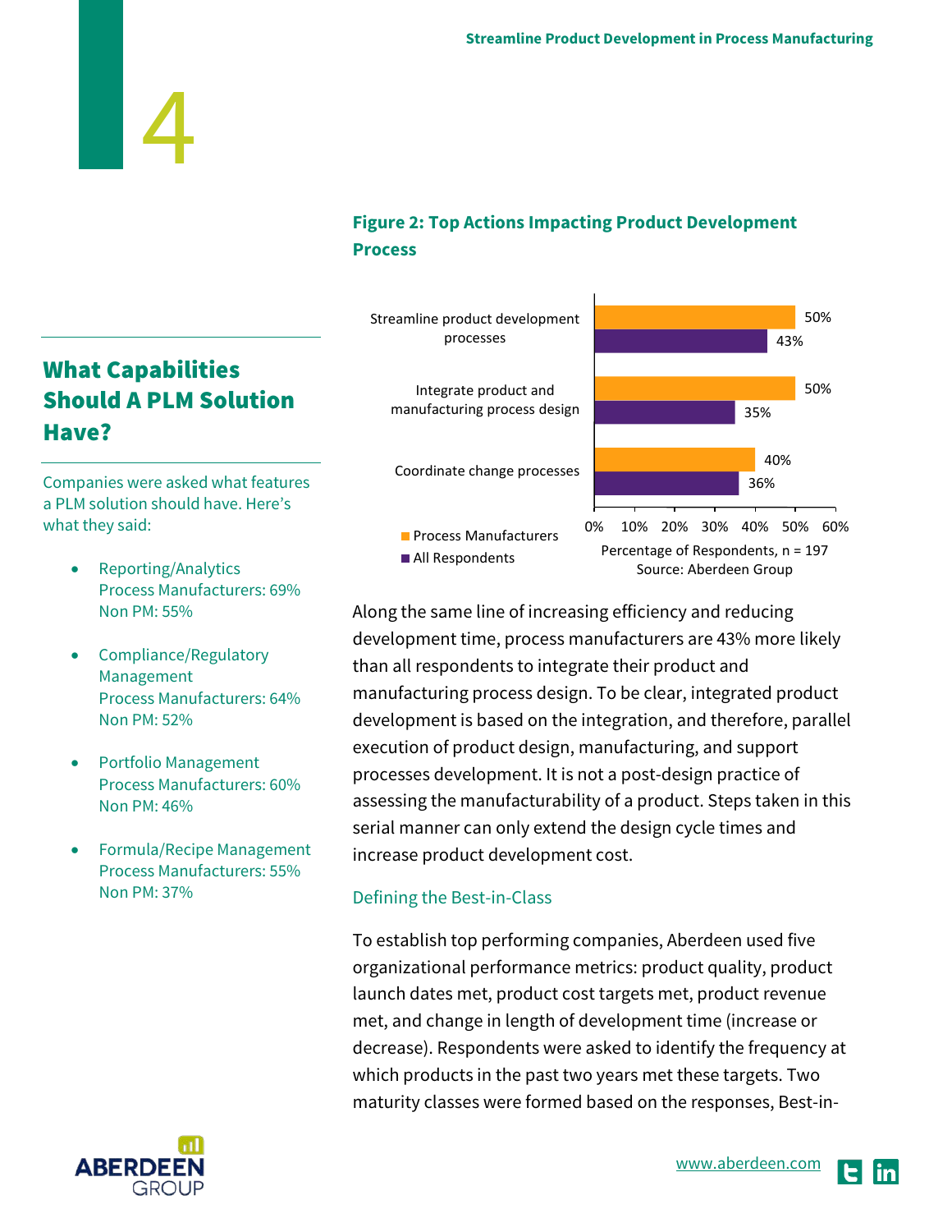## What Capabilities Should A PLM Solution Have?

Companies were asked what features a PLM solution should have. Here's what they said:

- Reporting/Analytics
  Process Manufacturers: 69%
  Non PM: 55%
- Compliance/Regulatory Management
  Process Manufacturers: 64%
  Non PM: 52%
- Portfolio Management
  Process Manufacturers: 60%
  Non PM: 46%
- Formula/Recipe Management
  Process Manufacturers: 55%
  Non PM: 37%

**Figure 2: Top Actions Impacting Product Development Process**

| Action | Process Manufacturers | All Respondents |
|---|---|---|
| Streamline product development processes | 50% | 43% |
| Integrate product and manufacturing process design | 50% | 35% |
| Coordinate change processes | 40% | 36% |

Percentage of Respondents, n = 197
Source: Aberdeen Group

Along the same line of increasing efficiency and reducing development time, process manufacturers are 43% more likely than all respondents to integrate their product and manufacturing process design. To be clear, integrated product development is based on the integration, and therefore, parallel execution of product design, manufacturing, and support processes development. It is not a post-design practice of assessing the manufacturability of a product. Steps taken in this serial manner can only extend the design cycle times and increase product development cost.

### Defining the Best-in-Class

To establish top performing companies, Aberdeen used five organizational performance metrics: product quality, product launch dates met, product cost targets met, product revenue met, and change in length of development time (increase or decrease). Respondents were asked to identify the frequency at which products in the past two years met these targets. Two maturity classes were formed based on the responses, Best-in-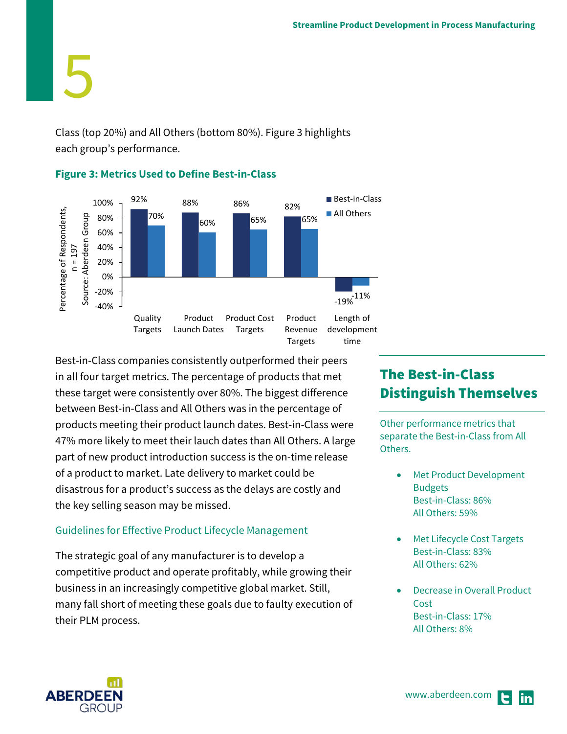Class (top 20%) and All Others (bottom 80%). Figure 3 highlights each group's performance.

**Figure 3: Metrics Used to Define Best-in-Class**

| Metric | Best-in-Class | All Others |
|---|---|---|
| Quality Targets | 92% | 70% |
| Product Launch Dates | 88% | 60% |
| Product Cost Targets | 86% | 65% |
| Product Revenue Targets | 82% | 65% |
| Length of development time | -19% | -11% |

Percentage of Respondents, n = 197
Source: Aberdeen Group

Best-in-Class companies consistently outperformed their peers in all four target metrics. The percentage of products that met these target were consistently over 80%. The biggest difference between Best-in-Class and All Others was in the percentage of products meeting their product launch dates. Best-in-Class were 47% more likely to meet their lauch dates than All Others. A large part of new product introduction success is the on-time release of a product to market. Late delivery to market could be disastrous for a product's success as the delays are costly and the key selling season may be missed.

### Guidelines for Effective Product Lifecycle Management

The strategic goal of any manufacturer is to develop a competitive product and operate profitably, while growing their business in an increasingly competitive global market. Still, many fall short of meeting these goals due to faulty execution of their PLM process.

## The Best-in-Class Distinguish Themselves

Other performance metrics that separate the Best-in-Class from All Others.

- Met Product Development Budgets
  Best-in-Class: 86%
  All Others: 59%
- Met Lifecycle Cost Targets
  Best-in-Class: 83%
  All Others: 62%
- Decrease in Overall Product Cost
  Best-in-Class: 17%
  All Others: 8%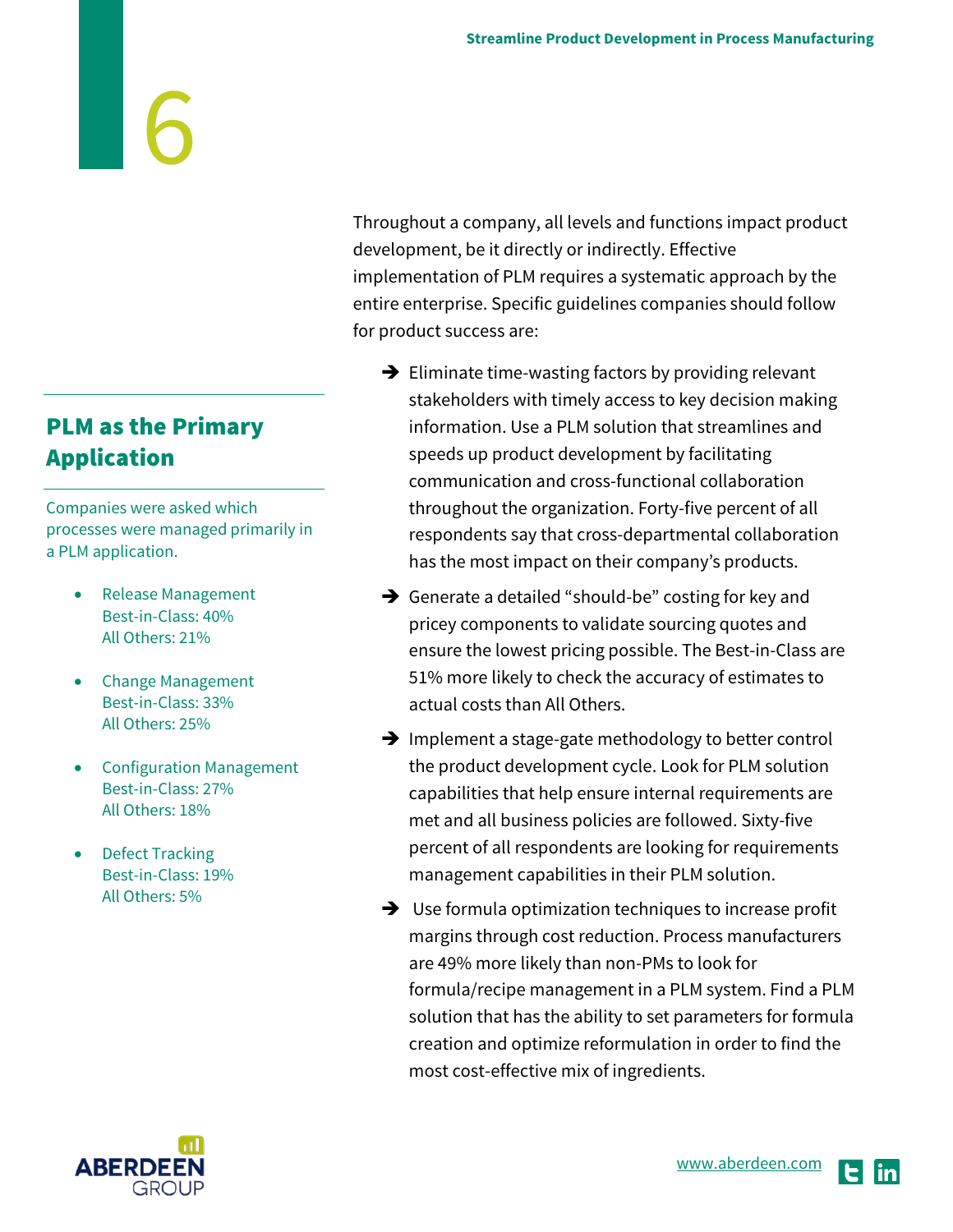Throughout a company, all levels and functions impact product development, be it directly or indirectly. Effective implementation of PLM requires a systematic approach by the entire enterprise. Specific guidelines companies should follow for product success are:

- Eliminate time-wasting factors by providing relevant stakeholders with timely access to key decision making information. Use a PLM solution that streamlines and speeds up product development by facilitating communication and cross-functional collaboration throughout the organization. Forty-five percent of all respondents say that cross-departmental collaboration has the most impact on their company's products.
- Generate a detailed "should-be" costing for key and pricey components to validate sourcing quotes and ensure the lowest pricing possible. The Best-in-Class are 51% more likely to check the accuracy of estimates to actual costs than All Others.
- Implement a stage-gate methodology to better control the product development cycle. Look for PLM solution capabilities that help ensure internal requirements are met and all business policies are followed. Sixty-five percent of all respondents are looking for requirements management capabilities in their PLM solution.
- Use formula optimization techniques to increase profit margins through cost reduction. Process manufacturers are 49% more likely than non-PMs to look for formula/recipe management in a PLM system. Find a PLM solution that has the ability to set parameters for formula creation and optimize reformulation in order to find the most cost-effective mix of ingredients.

## PLM as the Primary Application

Companies were asked which processes were managed primarily in a PLM application.

- Release Management
  Best-in-Class: 40%
  All Others: 21%
- Change Management
  Best-in-Class: 33%
  All Others: 25%
- Configuration Management
  Best-in-Class: 27%
  All Others: 18%
- Defect Tracking
  Best-in-Class: 19%
  All Others: 5%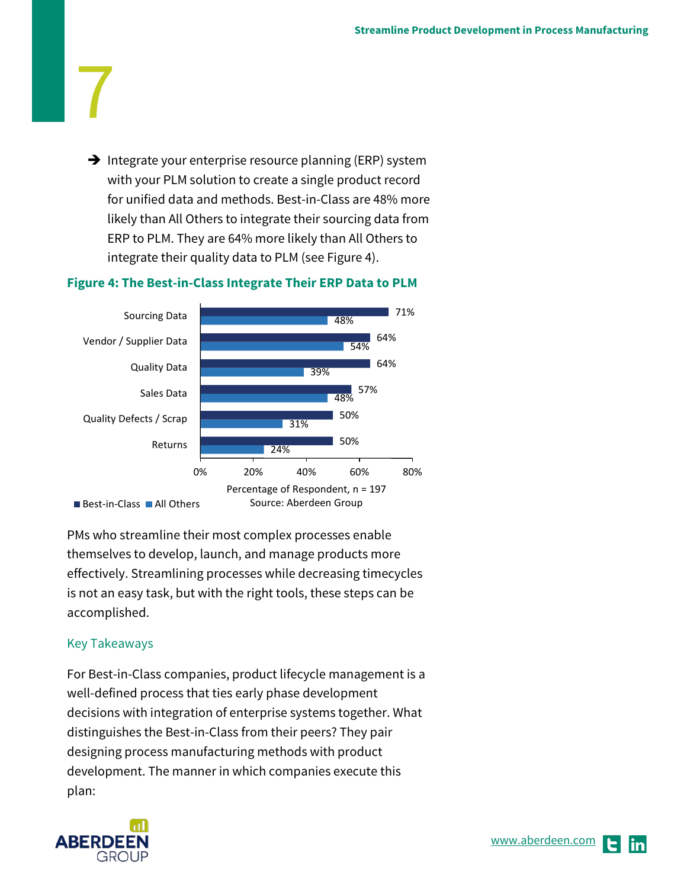→ Integrate your enterprise resource planning (ERP) system with your PLM solution to create a single product record for unified data and methods. Best-in-Class are 48% more likely than All Others to integrate their sourcing data from ERP to PLM. They are 64% more likely than All Others to integrate their quality data to PLM (see Figure 4).

**Figure 4: The Best-in-Class Integrate Their ERP Data to PLM**

| | Best-in-Class | All Others |
|---|---|---|
| Sourcing Data | 71% | 48% |
| Vendor / Supplier Data | 64% | 54% |
| Quality Data | 64% | 39% |
| Sales Data | 57% | 48% |
| Quality Defects / Scrap | 50% | 31% |
| Returns | 50% | 24% |

Percentage of Respondent, n = 197

Source: Aberdeen Group

PMs who streamline their most complex processes enable themselves to develop, launch, and manage products more effectively. Streamlining processes while decreasing timecycles is not an easy task, but with the right tools, these steps can be accomplished.

## Key Takeaways

For Best-in-Class companies, product lifecycle management is a well-defined process that ties early phase development decisions with integration of enterprise systems together. What distinguishes the Best-in-Class from their peers? They pair designing process manufacturing methods with product development. The manner in which companies execute this plan: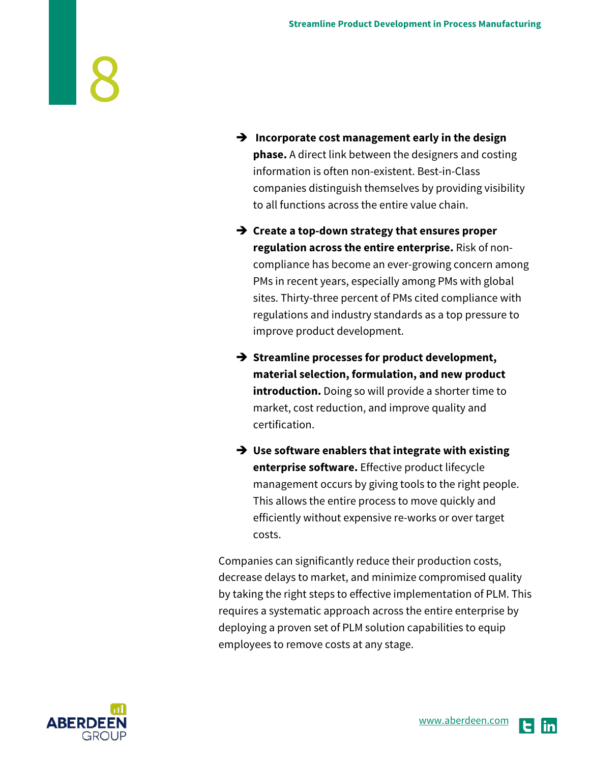- **Incorporate cost management early in the design phase.** A direct link between the designers and costing information is often non-existent. Best-in-Class companies distinguish themselves by providing visibility to all functions across the entire value chain.

- **Create a top-down strategy that ensures proper regulation across the entire enterprise.** Risk of non-compliance has become an ever-growing concern among PMs in recent years, especially among PMs with global sites. Thirty-three percent of PMs cited compliance with regulations and industry standards as a top pressure to improve product development.

- **Streamline processes for product development, material selection, formulation, and new product introduction.** Doing so will provide a shorter time to market, cost reduction, and improve quality and certification.

- **Use software enablers that integrate with existing enterprise software.** Effective product lifecycle management occurs by giving tools to the right people. This allows the entire process to move quickly and efficiently without expensive re-works or over target costs.

Companies can significantly reduce their production costs, decrease delays to market, and minimize compromised quality by taking the right steps to effective implementation of PLM. This requires a systematic approach across the entire enterprise by deploying a proven set of PLM solution capabilities to equip employees to remove costs at any stage.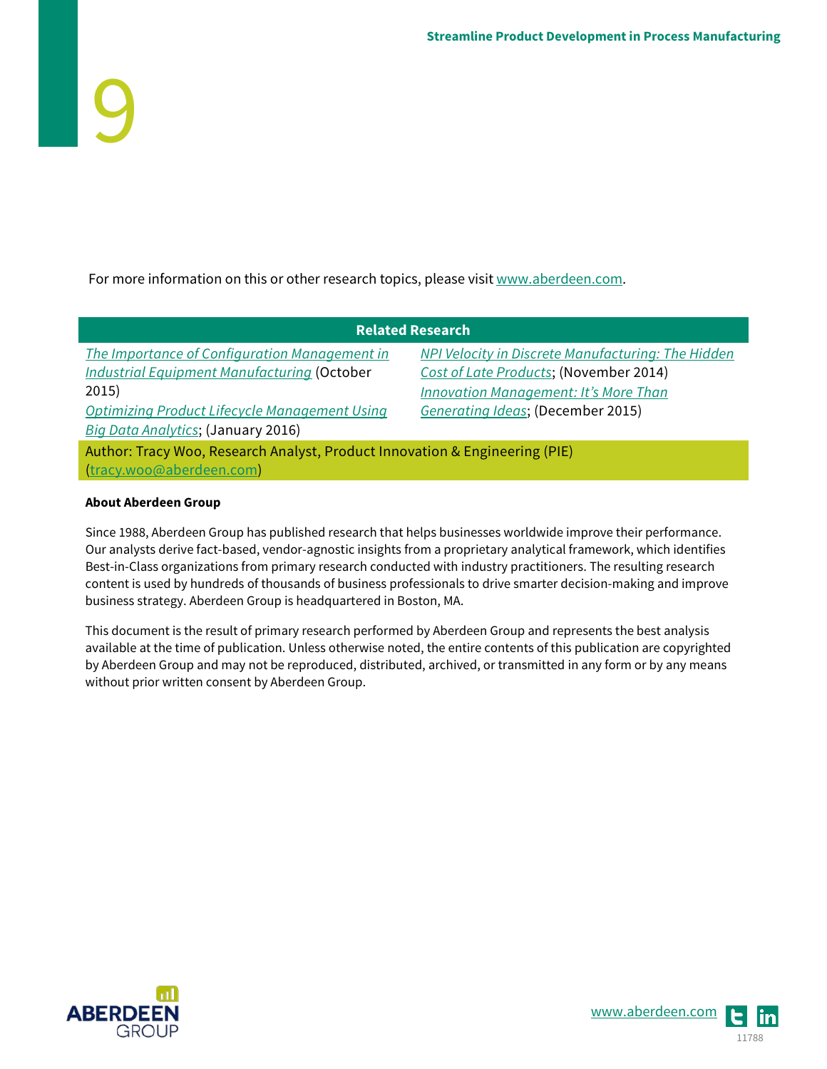For more information on this or other research topics, please visit www.aberdeen.com.

## Related Research

*The Importance of Configuration Management in Industrial Equipment Manufacturing* (October 2015)

*Optimizing Product Lifecycle Management Using Big Data Analytics*; (January 2016)

*NPI Velocity in Discrete Manufacturing: The Hidden Cost of Late Products*; (November 2014)

*Innovation Management: It's More Than Generating Ideas*; (December 2015)

Author: Tracy Woo, Research Analyst, Product Innovation & Engineering (PIE) (tracy.woo@aberdeen.com)

**About Aberdeen Group**

Since 1988, Aberdeen Group has published research that helps businesses worldwide improve their performance. Our analysts derive fact-based, vendor-agnostic insights from a proprietary analytical framework, which identifies Best-in-Class organizations from primary research conducted with industry practitioners. The resulting research content is used by hundreds of thousands of business professionals to drive smarter decision-making and improve business strategy. Aberdeen Group is headquartered in Boston, MA.

This document is the result of primary research performed by Aberdeen Group and represents the best analysis available at the time of publication. Unless otherwise noted, the entire contents of this publication are copyrighted by Aberdeen Group and may not be reproduced, distributed, archived, or transmitted in any form or by any means without prior written consent by Aberdeen Group.

11788